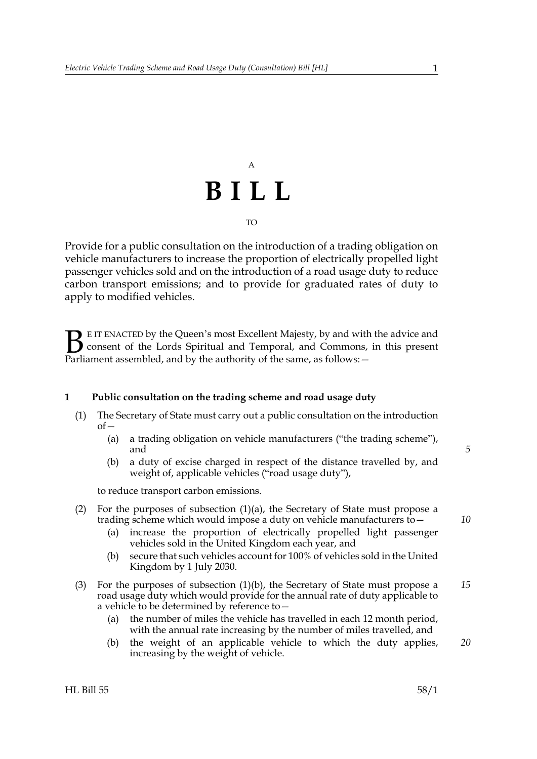A

# BILL

TO

Provide for a public consultation on the introduction of a trading obligation on vehicle manufacturers to increase the proportion of electrically propelled light passenger vehicles sold and on the introduction of a road usage duty to reduce carbon transport emissions; and to provide for graduated rates of duty to apply to modified vehicles.

BE IT ENACTED by the Queen's most Excellent Majesty, by and with the advice and consent of the Lords Spiritual and Temporal, and Commons, in this present Parliament assembled, and by the authority of the same, as follows: —

## 1 Public consultation on the trading scheme and road usage duty

(1) The Secretary of State must carry out a public consultation on the introduction of—

(a) a trading obligation on vehicle manufacturers ("the trading scheme"), and

(b) a duty of excise charged in respect of the distance travelled by, and weight of, applicable vehicles ("road usage duty"),

to reduce transport carbon emissions.

(2) For the purposes of subsection (1)(a), the Secretary of State must propose a trading scheme which would impose a duty on vehicle manufacturers to—

(a) increase the proportion of electrically propelled light passenger vehicles sold in the United Kingdom each year, and

(b) secure that such vehicles account for 100% of vehicles sold in the United Kingdom by 1 July 2030.

(3) For the purposes of subsection (1)(b), the Secretary of State must propose a road usage duty which would provide for the annual rate of duty applicable to a vehicle to be determined by reference to—

(a) the number of miles the vehicle has travelled in each 12 month period, with the annual rate increasing by the number of miles travelled, and

(b) the weight of an applicable vehicle to which the duty applies, increasing by the weight of vehicle.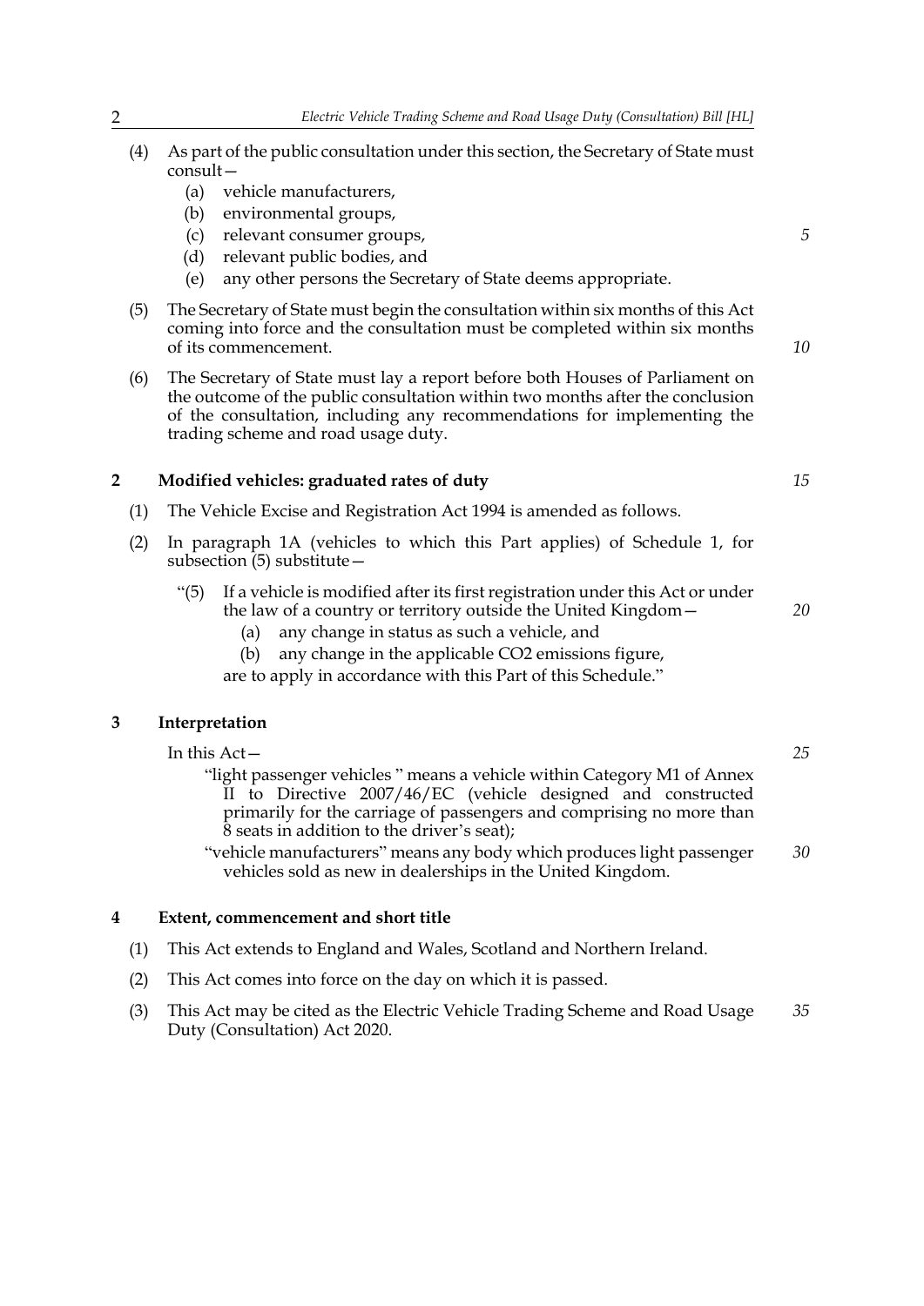(4) As part of the public consultation under this section, the Secretary of State must consult—

  (a) vehicle manufacturers,
  (b) environmental groups,
  (c) relevant consumer groups,
  (d) relevant public bodies, and
  (e) any other persons the Secretary of State deems appropriate.

(5) The Secretary of State must begin the consultation within six months of this Act coming into force and the consultation must be completed within six months of its commencement.

(6) The Secretary of State must lay a report before both Houses of Parliament on the outcome of the public consultation within two months after the conclusion of the consultation, including any recommendations for implementing the trading scheme and road usage duty.

## 2 Modified vehicles: graduated rates of duty

(1) The Vehicle Excise and Registration Act 1994 is amended as follows.

(2) In paragraph 1A (vehicles to which this Part applies) of Schedule 1, for subsection (5) substitute—

  "(5) If a vehicle is modified after its first registration under this Act or under the law of a country or territory outside the United Kingdom—

    (a) any change in status as such a vehicle, and
    (b) any change in the applicable $CO_2$ emissions figure,

  are to apply in accordance with this Part of this Schedule."

## 3 Interpretation

In this Act—

"light passenger vehicles " means a vehicle within Category M1 of Annex II to Directive 2007/46/EC (vehicle designed and constructed primarily for the carriage of passengers and comprising no more than 8 seats in addition to the driver's seat);

"vehicle manufacturers" means any body which produces light passenger vehicles sold as new in dealerships in the United Kingdom.

## 4 Extent, commencement and short title

(1) This Act extends to England and Wales, Scotland and Northern Ireland.

(2) This Act comes into force on the day on which it is passed.

(3) This Act may be cited as the Electric Vehicle Trading Scheme and Road Usage Duty (Consultation) Act 2020.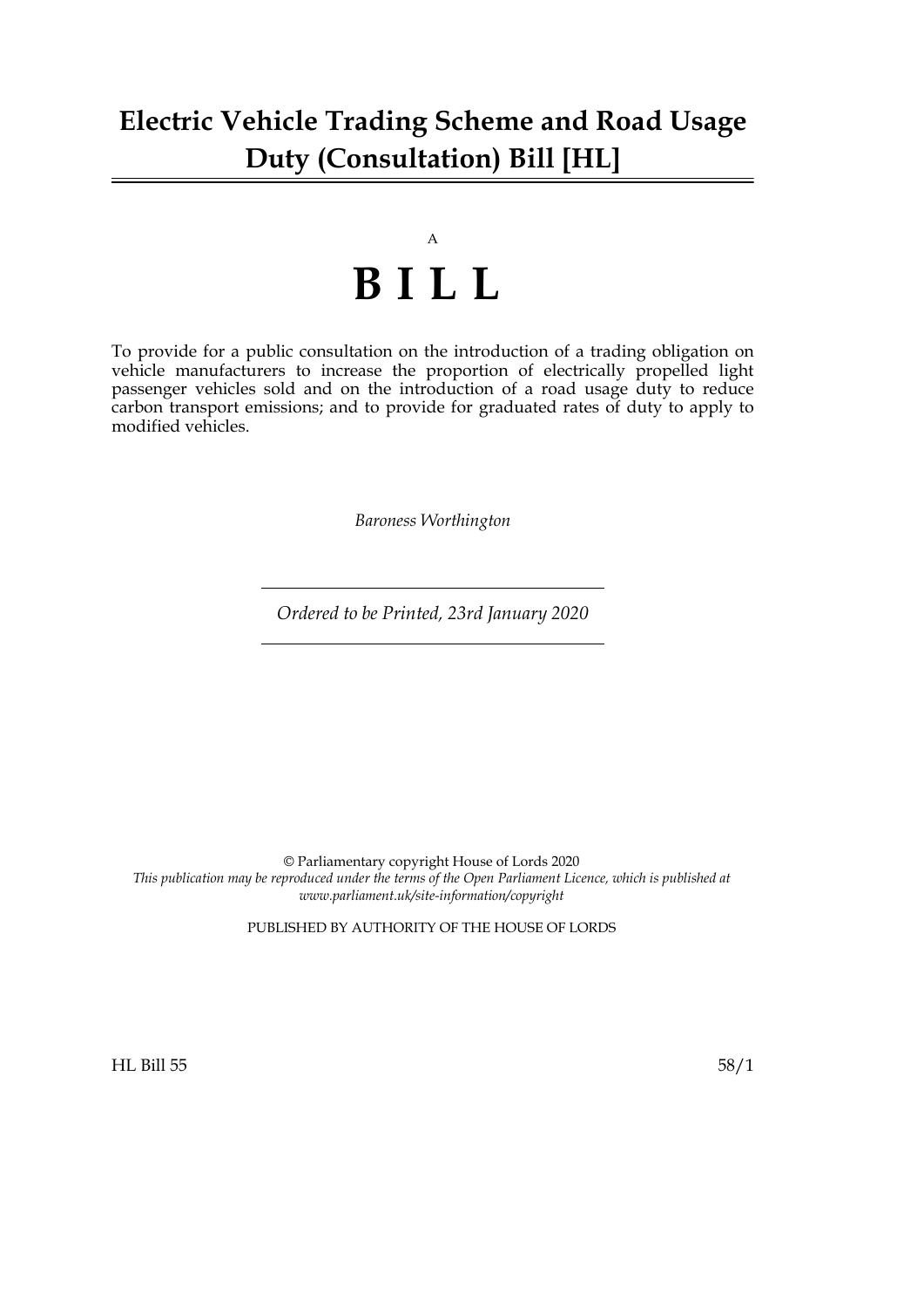# Electric Vehicle Trading Scheme and Road Usage Duty (Consultation) Bill [HL]

A

# B I L L

To provide for a public consultation on the introduction of a trading obligation on vehicle manufacturers to increase the proportion of electrically propelled light passenger vehicles sold and on the introduction of a road usage duty to reduce carbon transport emissions; and to provide for graduated rates of duty to apply to modified vehicles.

*Baroness Worthington*

*Ordered to be Printed, 23rd January 2020*

© Parliamentary copyright House of Lords 2020
*This publication may be reproduced under the terms of the Open Parliament Licence, which is published at www.parliament.uk/site-information/copyright*

PUBLISHED BY AUTHORITY OF THE HOUSE OF LORDS

HL Bill 55 58/1